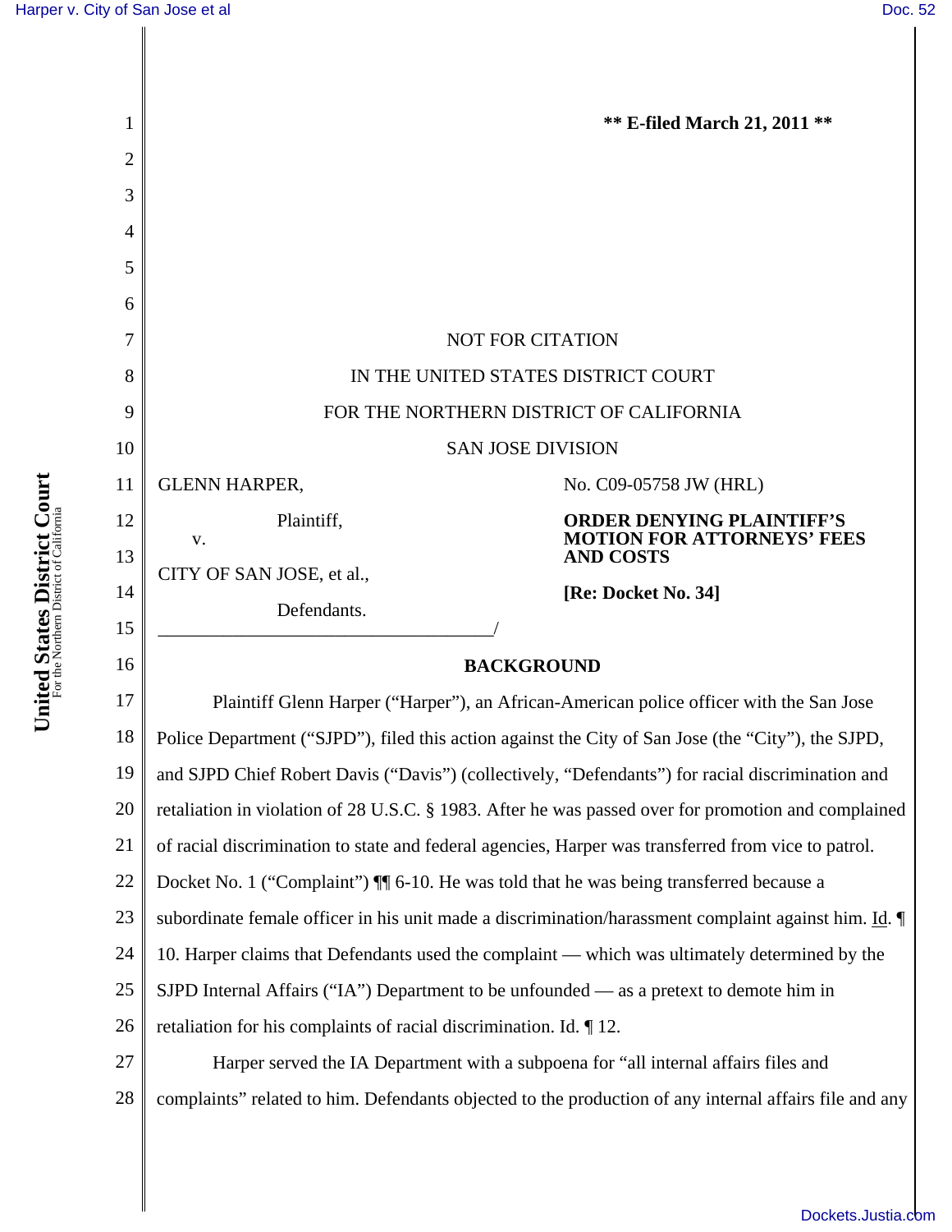**\*\* E-filed March 21, 2011 \*\***

NOT FOR CITATION

IN THE UNITED STATES DISTRICT COURT

FOR THE NORTHERN DISTRICT OF CALIFORNIA

SAN JOSE DIVISION

GLENN HARPER,

Plaintiff,

v.

CITY OF SAN JOSE, et al.,

Defendants.

No. C09-05758 JW (HRL)

**ORDER DENYING PLAINTIFF'S MOTION FOR ATTORNEYS' FEES AND COSTS**

**[Re: Docket No. 34]**

## BACKGROUND

Plaintiff Glenn Harper ("Harper"), an African-American police officer with the San Jose Police Department ("SJPD"), filed this action against the City of San Jose (the "City"), the SJPD, and SJPD Chief Robert Davis ("Davis") (collectively, "Defendants") for racial discrimination and retaliation in violation of 28 U.S.C. § 1983. After he was passed over for promotion and complained of racial discrimination to state and federal agencies, Harper was transferred from vice to patrol. Docket No. 1 ("Complaint") ¶¶ 6-10. He was told that he was being transferred because a subordinate female officer in his unit made a discrimination/harassment complaint against him. Id. ¶ 10. Harper claims that Defendants used the complaint — which was ultimately determined by the SJPD Internal Affairs ("IA") Department to be unfounded — as a pretext to demote him in retaliation for his complaints of racial discrimination. Id. ¶ 12.

Harper served the IA Department with a subpoena for "all internal affairs files and complaints" related to him. Defendants objected to the production of any internal affairs file and any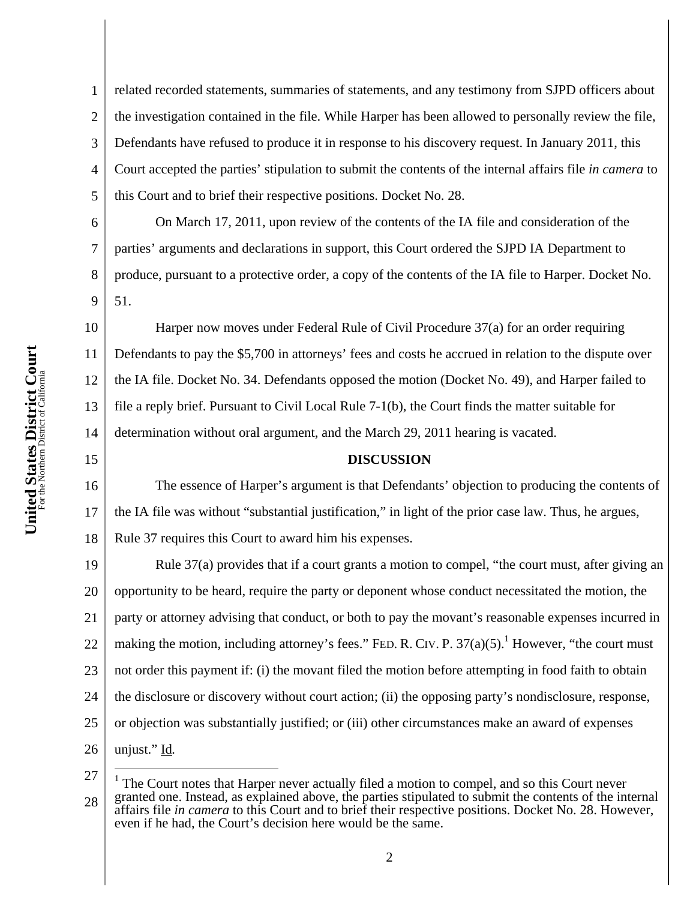related recorded statements, summaries of statements, and any testimony from SJPD officers about the investigation contained in the file. While Harper has been allowed to personally review the file, Defendants have refused to produce it in response to his discovery request. In January 2011, this Court accepted the parties' stipulation to submit the contents of the internal affairs file *in camera* to this Court and to brief their respective positions. Docket No. 28.

On March 17, 2011, upon review of the contents of the IA file and consideration of the parties' arguments and declarations in support, this Court ordered the SJPD IA Department to produce, pursuant to a protective order, a copy of the contents of the IA file to Harper. Docket No. 51.

Harper now moves under Federal Rule of Civil Procedure 37(a) for an order requiring Defendants to pay the $5,700 in attorneys' fees and costs he accrued in relation to the dispute over the IA file. Docket No. 34. Defendants opposed the motion (Docket No. 49), and Harper failed to file a reply brief. Pursuant to Civil Local Rule 7-1(b), the Court finds the matter suitable for determination without oral argument, and the March 29, 2011 hearing is vacated.

## DISCUSSION

The essence of Harper's argument is that Defendants' objection to producing the contents of the IA file was without "substantial justification," in light of the prior case law. Thus, he argues, Rule 37 requires this Court to award him his expenses.

Rule 37(a) provides that if a court grants a motion to compel, "the court must, after giving an opportunity to be heard, require the party or deponent whose conduct necessitated the motion, the party or attorney advising that conduct, or both to pay the movant's reasonable expenses incurred in making the motion, including attorney's fees." FED. R. CIV. P. 37(a)(5).[1] However, "the court must not order this payment if: (i) the movant filed the motion before attempting in food faith to obtain the disclosure or discovery without court action; (ii) the opposing party's nondisclosure, response, or objection was substantially justified; or (iii) other circumstances make an award of expenses unjust." Id.

[1] The Court notes that Harper never actually filed a motion to compel, and so this Court never granted one. Instead, as explained above, the parties stipulated to submit the contents of the internal affairs file *in camera* to this Court and to brief their respective positions. Docket No. 28. However, even if he had, the Court's decision here would be the same.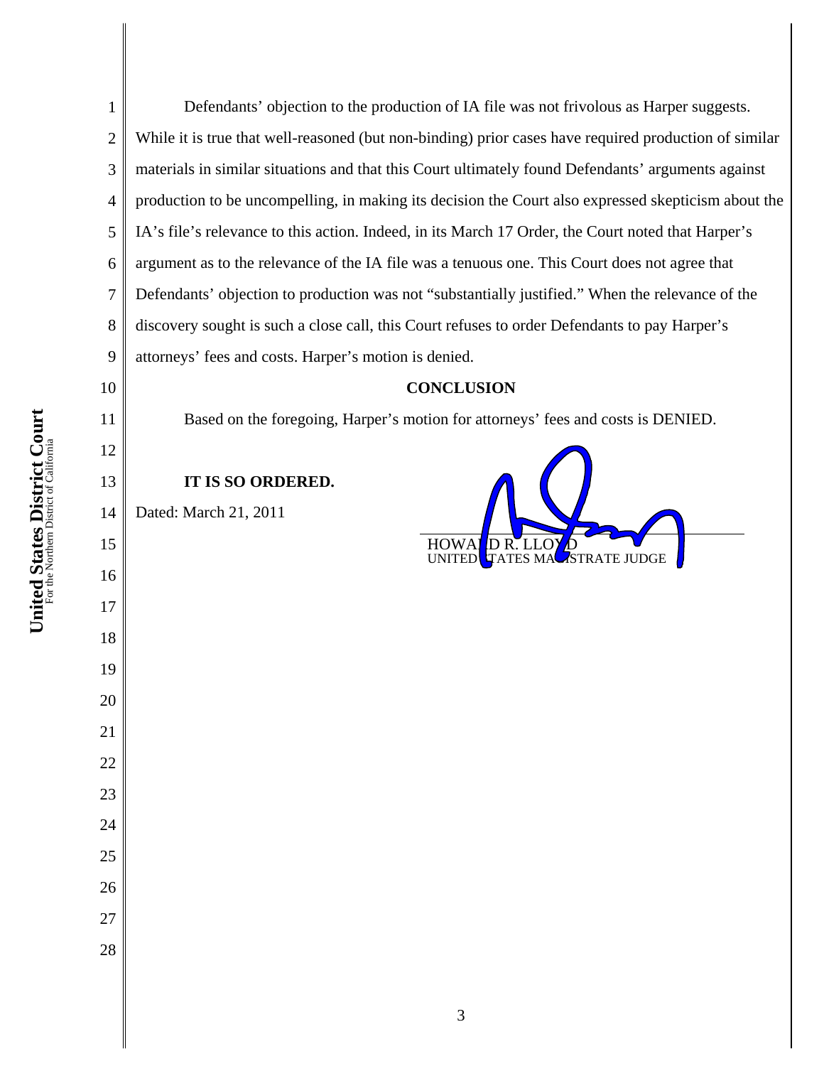Defendants' objection to the production of IA file was not frivolous as Harper suggests. While it is true that well-reasoned (but non-binding) prior cases have required production of similar materials in similar situations and that this Court ultimately found Defendants' arguments against production to be uncompelling, in making its decision the Court also expressed skepticism about the IA's file's relevance to this action. Indeed, in its March 17 Order, the Court noted that Harper's argument as to the relevance of the IA file was a tenuous one. This Court does not agree that Defendants' objection to production was not "substantially justified." When the relevance of the discovery sought is such a close call, this Court refuses to order Defendants to pay Harper's attorneys' fees and costs. Harper's motion is denied.

## CONCLUSION

Based on the foregoing, Harper's motion for attorneys' fees and costs is DENIED.

**IT IS SO ORDERED.**

Dated: March 21, 2011

HOWARD R. LLOYD
UNITED STATES MAGISTRATE JUDGE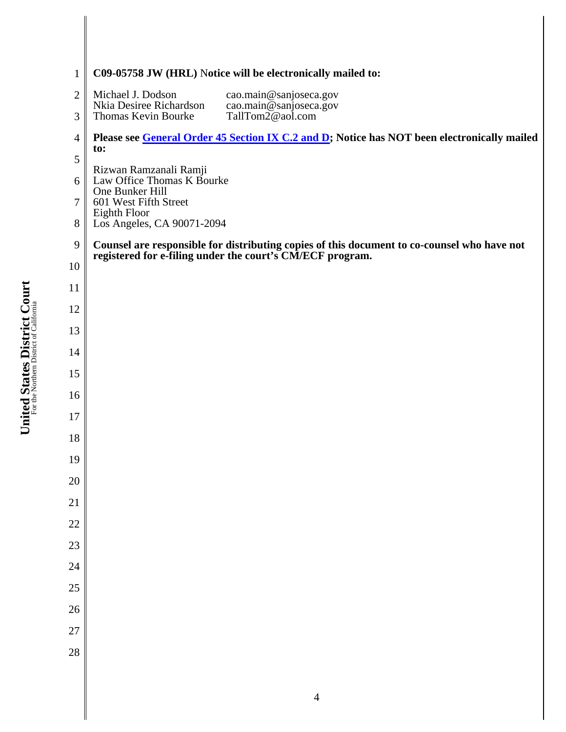**C09-05758 JW (HRL) Notice will be electronically mailed to:**

| | |
|---|---|
| Michael J. Dodson | cao.main@sanjoseca.gov |
| Nkia Desiree Richardson | cao.main@sanjoseca.gov |
| Thomas Kevin Bourke | TallTom2@aol.com |

**Please see General Order 45 Section IX C.2 and D; Notice has NOT been electronically mailed to:**

Rizwan Ramzanali Ramji
Law Office Thomas K Bourke
One Bunker Hill
601 West Fifth Street
Eighth Floor
Los Angeles, CA 90071-2094

**Counsel are responsible for distributing copies of this document to co-counsel who have not registered for e-filing under the court's CM/ECF program.**